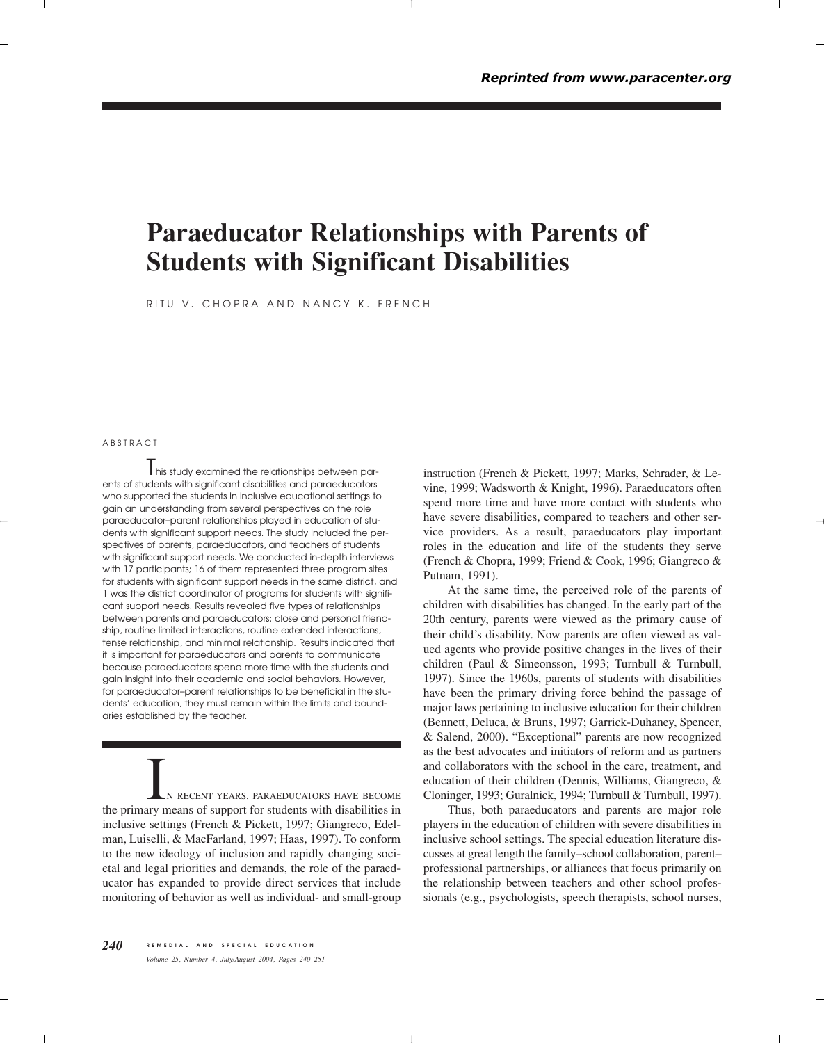Reprinted from www.paracenter.org

# Paraeducator Relationships with Parents of Students with Significant Disabilities

RITU V. CHOPRA AND NANCY K. FRENCH

## ABSTRACT

This study examined the relationships between parents of students with significant disabilities and paraeducators who supported the students in inclusive educational settings to gain an understanding from several perspectives on the role paraeducator–parent relationships played in education of students with significant support needs. The study included the perspectives of parents, paraeducators, and teachers of students with significant support needs. We conducted in-depth interviews with 17 participants; 16 of them represented three program sites for students with significant support needs in the same district, and 1 was the district coordinator of programs for students with significant support needs. Results revealed five types of relationships between parents and paraeducators: close and personal friendship, routine limited interactions, routine extended interactions, tense relationship, and minimal relationship. Results indicated that it is important for paraeducators and parents to communicate because paraeducators spend more time with the students and gain insight into their academic and social behaviors. However, for paraeducator–parent relationships to be beneficial in the students' education, they must remain within the limits and boundaries established by the teacher.

In recent years, paraeducators have become the primary means of support for students with disabilities in inclusive settings (French & Pickett, 1997; Giangreco, Edelman, Luiselli, & MacFarland, 1997; Haas, 1997). To conform to the new ideology of inclusion and rapidly changing societal and legal priorities and demands, the role of the paraeducator has expanded to provide direct services that include monitoring of behavior as well as individual- and small-group instruction (French & Pickett, 1997; Marks, Schrader, & Levine, 1999; Wadsworth & Knight, 1996). Paraeducators often spend more time and have more contact with students who have severe disabilities, compared to teachers and other service providers. As a result, paraeducators play important roles in the education and life of the students they serve (French & Chopra, 1999; Friend & Cook, 1996; Giangreco & Putnam, 1991).

At the same time, the perceived role of the parents of children with disabilities has changed. In the early part of the 20th century, parents were viewed as the primary cause of their child's disability. Now parents are often viewed as valued agents who provide positive changes in the lives of their children (Paul & Simeonsson, 1993; Turnbull & Turnbull, 1997). Since the 1960s, parents of students with disabilities have been the primary driving force behind the passage of major laws pertaining to inclusive education for their children (Bennett, Deluca, & Bruns, 1997; Garrick-Duhaney, Spencer, & Salend, 2000). "Exceptional" parents are now recognized as the best advocates and initiators of reform and as partners and collaborators with the school in the care, treatment, and education of their children (Dennis, Williams, Giangreco, & Cloninger, 1993; Guralnick, 1994; Turnbull & Turnbull, 1997).

Thus, both paraeducators and parents are major role players in the education of children with severe disabilities in inclusive school settings. The special education literature discusses at great length the family–school collaboration, parent–professional partnerships, or alliances that focus primarily on the relationship between teachers and other school professionals (e.g., psychologists, speech therapists, school nurses,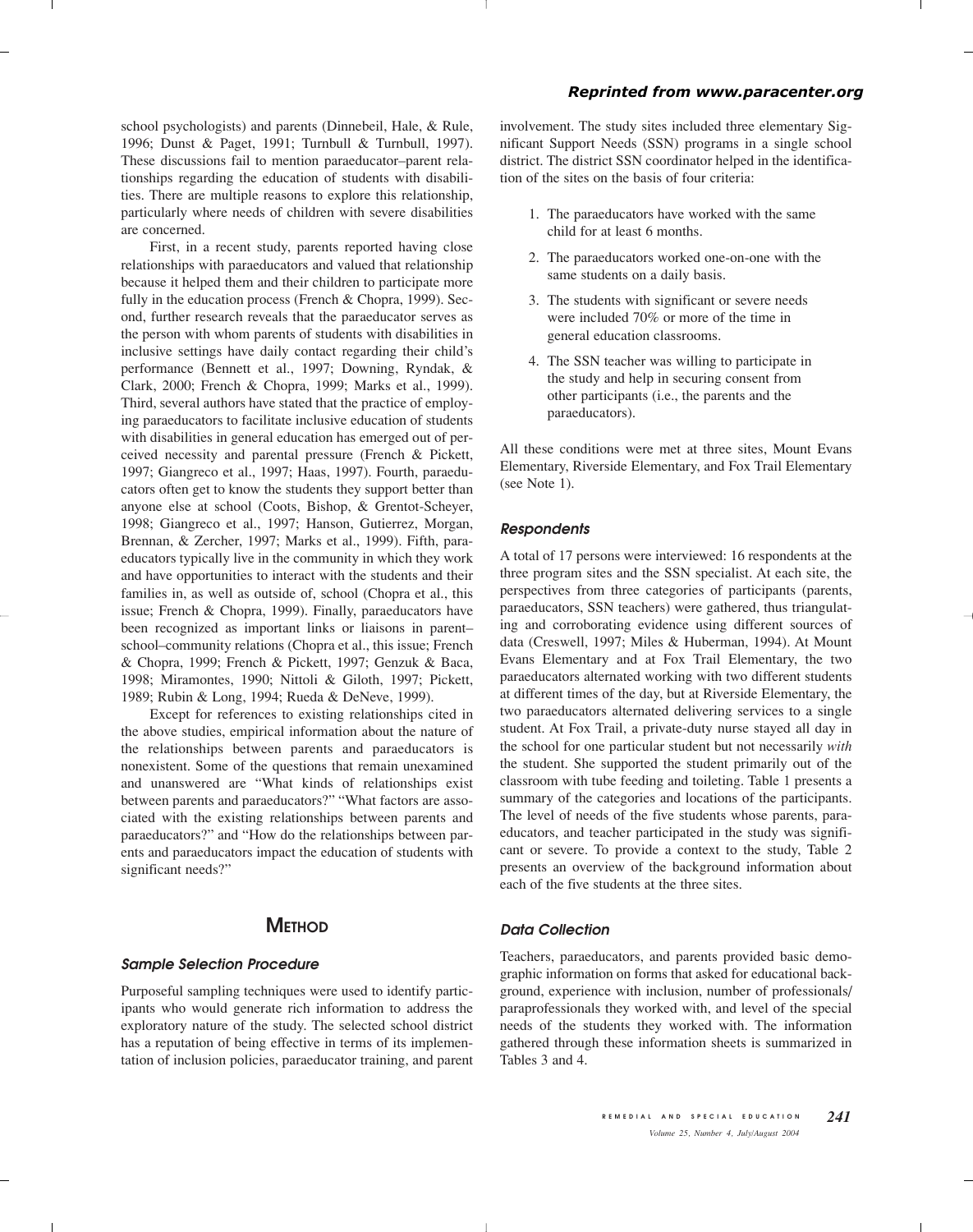school psychologists) and parents (Dinnebeil, Hale, & Rule, 1996; Dunst & Paget, 1991; Turnbull & Turnbull, 1997). These discussions fail to mention paraeducator–parent relationships regarding the education of students with disabilities. There are multiple reasons to explore this relationship, particularly where needs of children with severe disabilities are concerned.

First, in a recent study, parents reported having close relationships with paraeducators and valued that relationship because it helped them and their children to participate more fully in the education process (French & Chopra, 1999). Second, further research reveals that the paraeducator serves as the person with whom parents of students with disabilities in inclusive settings have daily contact regarding their child's performance (Bennett et al., 1997; Downing, Ryndak, & Clark, 2000; French & Chopra, 1999; Marks et al., 1999). Third, several authors have stated that the practice of employing paraeducators to facilitate inclusive education of students with disabilities in general education has emerged out of perceived necessity and parental pressure (French & Pickett, 1997; Giangreco et al., 1997; Haas, 1997). Fourth, paraeducators often get to know the students they support better than anyone else at school (Coots, Bishop, & Grentot-Scheyer, 1998; Giangreco et al., 1997; Hanson, Gutierrez, Morgan, Brennan, & Zercher, 1997; Marks et al., 1999). Fifth, paraeducators typically live in the community in which they work and have opportunities to interact with the students and their families in, as well as outside of, school (Chopra et al., this issue; French & Chopra, 1999). Finally, paraeducators have been recognized as important links or liaisons in parent–school–community relations (Chopra et al., this issue; French & Chopra, 1999; French & Pickett, 1997; Genzuk & Baca, 1998; Miramontes, 1990; Nittoli & Giloth, 1997; Pickett, 1989; Rubin & Long, 1994; Rueda & DeNeve, 1999).

Except for references to existing relationships cited in the above studies, empirical information about the nature of the relationships between parents and paraeducators is nonexistent. Some of the questions that remain unexamined and unanswered are "What kinds of relationships exist between parents and paraeducators?" "What factors are associated with the existing relationships between parents and paraeducators?" and "How do the relationships between parents and paraeducators impact the education of students with significant needs?"

## Method

### Sample Selection Procedure

Purposeful sampling techniques were used to identify participants who would generate rich information to address the exploratory nature of the study. The selected school district has a reputation of being effective in terms of its implementation of inclusion policies, paraeducator training, and parent involvement. The study sites included three elementary Significant Support Needs (SSN) programs in a single school district. The district SSN coordinator helped in the identification of the sites on the basis of four criteria:

1. The paraeducators have worked with the same child for at least 6 months.
2. The paraeducators worked one-on-one with the same students on a daily basis.
3. The students with significant or severe needs were included 70% or more of the time in general education classrooms.
4. The SSN teacher was willing to participate in the study and help in securing consent from other participants (i.e., the parents and the paraeducators).

All these conditions were met at three sites, Mount Evans Elementary, Riverside Elementary, and Fox Trail Elementary (see Note 1).

### Respondents

A total of 17 persons were interviewed: 16 respondents at the three program sites and the SSN specialist. At each site, the perspectives from three categories of participants (parents, paraeducators, SSN teachers) were gathered, thus triangulating and corroborating evidence using different sources of data (Creswell, 1997; Miles & Huberman, 1994). At Mount Evans Elementary and at Fox Trail Elementary, the two paraeducators alternated working with two different students at different times of the day, but at Riverside Elementary, the two paraeducators alternated delivering services to a single student. At Fox Trail, a private-duty nurse stayed all day in the school for one particular student but not necessarily *with* the student. She supported the student primarily out of the classroom with tube feeding and toileting. Table 1 presents a summary of the categories and locations of the participants. The level of needs of the five students whose parents, paraeducators, and teacher participated in the study was significant or severe. To provide a context to the study, Table 2 presents an overview of the background information about each of the five students at the three sites.

### Data Collection

Teachers, paraeducators, and parents provided basic demographic information on forms that asked for educational background, experience with inclusion, number of professionals/paraprofessionals they worked with, and level of the special needs of the students they worked with. The information gathered through these information sheets is summarized in Tables 3 and 4.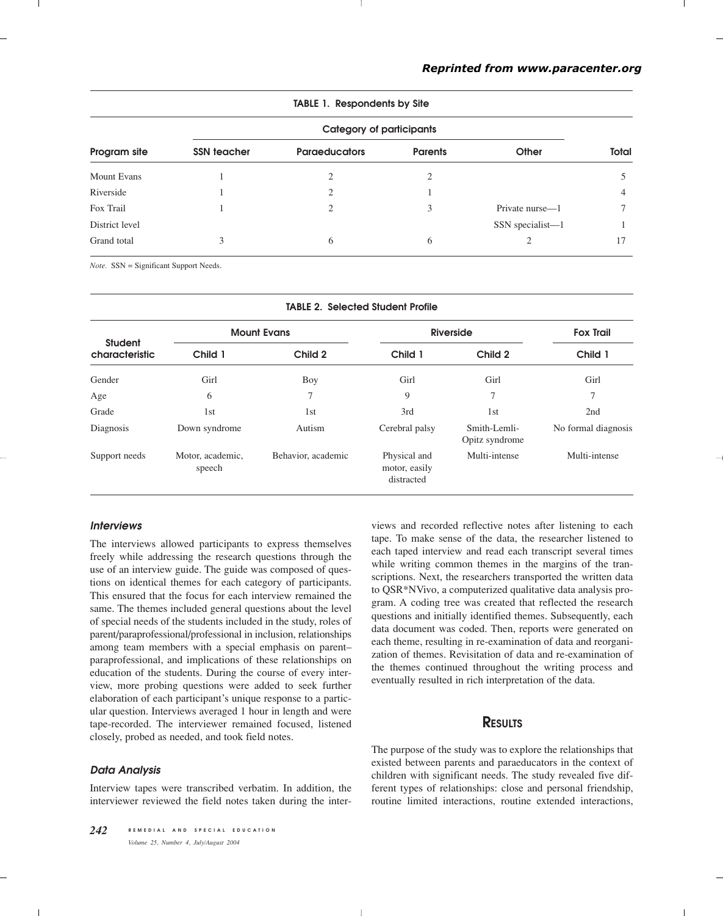**TABLE 1. Respondents by Site**

| Program site | Category of participants | | | | Total |
|---|---|---|---|---|---|
| | SSN teacher | Paraeducators | Parents | Other | |
| Mount Evans | 1 | 2 | 2 | | 5 |
| Riverside | 1 | 2 | 1 | | 4 |
| Fox Trail | 1 | 2 | 3 | Private nurse—1 | 7 |
| District level | | | | SSN specialist—1 | 1 |
| Grand total | 3 | 6 | 6 | 2 | 17 |

*Note.* SSN = Significant Support Needs.

**TABLE 2. Selected Student Profile**

| Student characteristic | Mount Evans | | Riverside | | Fox Trail |
|---|---|---|---|---|---|
| | Child 1 | Child 2 | Child 1 | Child 2 | Child 1 |
| Gender | Girl | Boy | Girl | Girl | Girl |
| Age | 6 | 7 | 9 | 7 | 7 |
| Grade | 1st | 1st | 3rd | 1st | 2nd |
| Diagnosis | Down syndrome | Autism | Cerebral palsy | Smith-Lemli-Opitz syndrome | No formal diagnosis |
| Support needs | Motor, academic, speech | Behavior, academic | Physical and motor, easily distracted | Multi-intense | Multi-intense |

### *Interviews*

The interviews allowed participants to express themselves freely while addressing the research questions through the use of an interview guide. The guide was composed of questions on identical themes for each category of participants. This ensured that the focus for each interview remained the same. The themes included general questions about the level of special needs of the students included in the study, roles of parent/paraprofessional/professional in inclusion, relationships among team members with a special emphasis on parent–paraprofessional, and implications of these relationships on education of the students. During the course of every interview, more probing questions were added to seek further elaboration of each participant's unique response to a particular question. Interviews averaged 1 hour in length and were tape-recorded. The interviewer remained focused, listened closely, probed as needed, and took field notes.

### *Data Analysis*

Interview tapes were transcribed verbatim. In addition, the interviewer reviewed the field notes taken during the interviews and recorded reflective notes after listening to each tape. To make sense of the data, the researcher listened to each taped interview and read each transcript several times while writing common themes in the margins of the transcriptions. Next, the researchers transported the written data to QSR*NVivo, a computerized qualitative data analysis program. A coding tree was created that reflected the research questions and initially identified themes. Subsequently, each data document was coded. Then, reports were generated on each theme, resulting in re-examination of data and reorganization of themes. Revisitation of data and re-examination of the themes continued throughout the writing process and eventually resulted in rich interpretation of the data.

## Results

The purpose of the study was to explore the relationships that existed between parents and paraeducators in the context of children with significant needs. The study revealed five different types of relationships: close and personal friendship, routine limited interactions, routine extended interactions,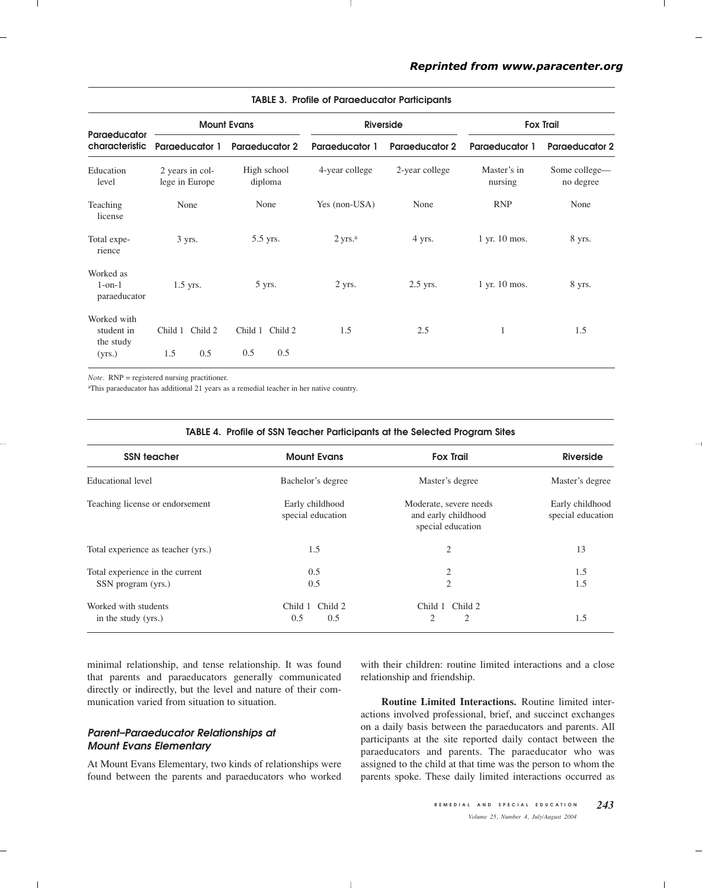**TABLE 3. Profile of Paraeducator Participants**

| Paraeducator characteristic | Mount Evans | | Riverside | | Fox Trail | |
|---|---|---|---|---|---|---|
| | Paraeducator 1 | Paraeducator 2 | Paraeducator 1 | Paraeducator 2 | Paraeducator 1 | Paraeducator 2 |
| Education level | 2 years in college in Europe | High school diploma | 4-year college | 2-year college | Master's in nursing | Some college—no degree |
| Teaching license | None | None | Yes (non-USA) | None | RNP | None |
| Total experience | 3 yrs. | 5.5 yrs. | 2 yrs.[a] | 4 yrs. | 1 yr. 10 mos. | 8 yrs. |
| Worked as 1-on-1 paraeducator | 1.5 yrs. | 5 yrs. | 2 yrs. | 2.5 yrs. | 1 yr. 10 mos. | 8 yrs. |
| Worked with student in the study (yrs.) | Child 1: 1.5; Child 2: 0.5 | Child 1: 0.5; Child 2: 0.5 | 1.5 | 2.5 | 1 | 1.5 |

*Note.* RNP = registered nursing practitioner.
[a]This paraeducator has additional 21 years as a remedial teacher in her native country.

**TABLE 4. Profile of SSN Teacher Participants at the Selected Program Sites**

| SSN teacher | Mount Evans | Fox Trail | Riverside |
|---|---|---|---|
| Educational level | Bachelor's degree | Master's degree | Master's degree |
| Teaching license or endorsement | Early childhood special education | Moderate, severe needs and early childhood special education | Early childhood special education |
| Total experience as teacher (yrs.) | 1.5 | 2 | 13 |
| Total experience in the current SSN program (yrs.) | 0.5 / 0.5 | 2 / 2 | 1.5 / 1.5 |
| Worked with students in the study (yrs.) | Child 1: 0.5; Child 2: 0.5 | Child 1: 2; Child 2: 2 | 1.5 |

minimal relationship, and tense relationship. It was found that parents and paraeducators generally communicated directly or indirectly, but the level and nature of their communication varied from situation to situation.

### *Parent–Paraeducator Relationships at Mount Evans Elementary*

At Mount Evans Elementary, two kinds of relationships were found between the parents and paraeducators who worked with their children: routine limited interactions and a close relationship and friendship.

**Routine Limited Interactions.** Routine limited interactions involved professional, brief, and succinct exchanges on a daily basis between the paraeducators and parents. All participants at the site reported daily contact between the paraeducators and parents. The paraeducator who was assigned to the child at that time was the person to whom the parents spoke. These daily limited interactions occurred as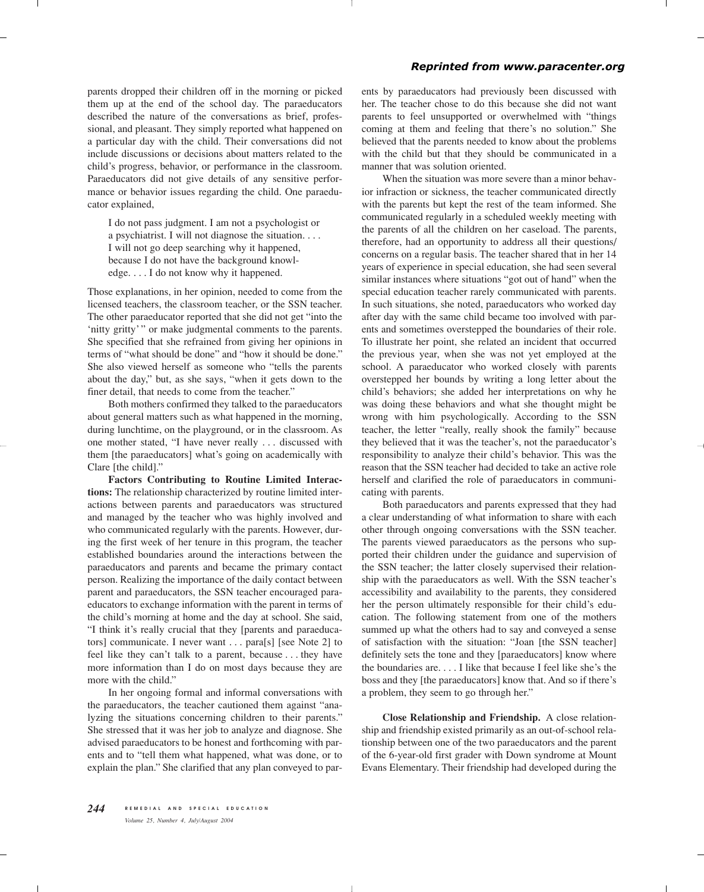parents dropped their children off in the morning or picked them up at the end of the school day. The paraeducators described the nature of the conversations as brief, professional, and pleasant. They simply reported what happened on a particular day with the child. Their conversations did not include discussions or decisions about matters related to the child's progress, behavior, or performance in the classroom. Paraeducators did not give details of any sensitive performance or behavior issues regarding the child. One paraeducator explained,

> I do not pass judgment. I am not a psychologist or a psychiatrist. I will not diagnose the situation. . . . I will not go deep searching why it happened, because I do not have the background knowledge. . . . I do not know why it happened.

Those explanations, in her opinion, needed to come from the licensed teachers, the classroom teacher, or the SSN teacher. The other paraeducator reported that she did not get "into the 'nitty gritty' " or make judgmental comments to the parents. She specified that she refrained from giving her opinions in terms of "what should be done" and "how it should be done." She also viewed herself as someone who "tells the parents about the day," but, as she says, "when it gets down to the finer detail, that needs to come from the teacher."

Both mothers confirmed they talked to the paraeducators about general matters such as what happened in the morning, during lunchtime, on the playground, or in the classroom. As one mother stated, "I have never really . . . discussed with them [the paraeducators] what's going on academically with Clare [the child]."

**Factors Contributing to Routine Limited Interactions:** The relationship characterized by routine limited interactions between parents and paraeducators was structured and managed by the teacher who was highly involved and who communicated regularly with the parents. However, during the first week of her tenure in this program, the teacher established boundaries around the interactions between the paraeducators and parents and became the primary contact person. Realizing the importance of the daily contact between parent and paraeducators, the SSN teacher encouraged paraeducators to exchange information with the parent in terms of the child's morning at home and the day at school. She said, "I think it's really crucial that they [parents and paraeducators] communicate. I never want . . . para[s] [see Note 2] to feel like they can't talk to a parent, because . . . they have more information than I do on most days because they are more with the child."

In her ongoing formal and informal conversations with the paraeducators, the teacher cautioned them against "analyzing the situations concerning children to their parents." She stressed that it was her job to analyze and diagnose. She advised paraeducators to be honest and forthcoming with parents and to "tell them what happened, what was done, or to explain the plan." She clarified that any plan conveyed to parents by paraeducators had previously been discussed with her. The teacher chose to do this because she did not want parents to feel unsupported or overwhelmed with "things coming at them and feeling that there's no solution." She believed that the parents needed to know about the problems with the child but that they should be communicated in a manner that was solution oriented.

When the situation was more severe than a minor behavior infraction or sickness, the teacher communicated directly with the parents but kept the rest of the team informed. She communicated regularly in a scheduled weekly meeting with the parents of all the children on her caseload. The parents, therefore, had an opportunity to address all their questions/concerns on a regular basis. The teacher shared that in her 14 years of experience in special education, she had seen several similar instances where situations "got out of hand" when the special education teacher rarely communicated with parents. In such situations, she noted, paraeducators who worked day after day with the same child became too involved with parents and sometimes overstepped the boundaries of their role. To illustrate her point, she related an incident that occurred the previous year, when she was not yet employed at the school. A paraeducator who worked closely with parents overstepped her bounds by writing a long letter about the child's behaviors; she added her interpretations on why he was doing these behaviors and what she thought might be wrong with him psychologically. According to the SSN teacher, the letter "really, really shook the family" because they believed that it was the teacher's, not the paraeducator's responsibility to analyze their child's behavior. This was the reason that the SSN teacher had decided to take an active role herself and clarified the role of paraeducators in communicating with parents.

Both paraeducators and parents expressed that they had a clear understanding of what information to share with each other through ongoing conversations with the SSN teacher. The parents viewed paraeducators as the persons who supported their children under the guidance and supervision of the SSN teacher; the latter closely supervised their relationship with the paraeducators as well. With the SSN teacher's accessibility and availability to the parents, they considered her the person ultimately responsible for their child's education. The following statement from one of the mothers summed up what the others had to say and conveyed a sense of satisfaction with the situation: "Joan [the SSN teacher] definitely sets the tone and they [paraeducators] know where the boundaries are. . . . I like that because I feel like she's the boss and they [the paraeducators] know that. And so if there's a problem, they seem to go through her."

**Close Relationship and Friendship.** A close relationship and friendship existed primarily as an out-of-school relationship between one of the two paraeducators and the parent of the 6-year-old first grader with Down syndrome at Mount Evans Elementary. Their friendship had developed during the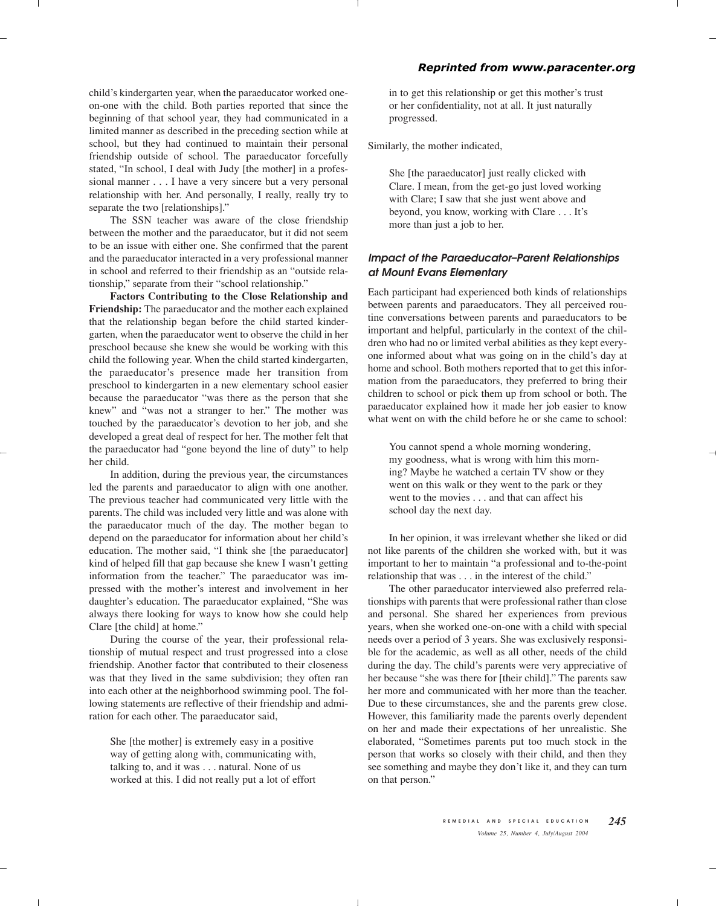child's kindergarten year, when the paraeducator worked one-on-one with the child. Both parties reported that since the beginning of that school year, they had communicated in a limited manner as described in the preceding section while at school, but they had continued to maintain their personal friendship outside of school. The paraeducator forcefully stated, "In school, I deal with Judy [the mother] in a professional manner . . . I have a very sincere but a very personal relationship with her. And personally, I really, really try to separate the two [relationships]."

The SSN teacher was aware of the close friendship between the mother and the paraeducator, but it did not seem to be an issue with either one. She confirmed that the parent and the paraeducator interacted in a very professional manner in school and referred to their friendship as an "outside relationship," separate from their "school relationship."

**Factors Contributing to the Close Relationship and Friendship:** The paraeducator and the mother each explained that the relationship began before the child started kindergarten, when the paraeducator went to observe the child in her preschool because she knew she would be working with this child the following year. When the child started kindergarten, the paraeducator's presence made her transition from preschool to kindergarten in a new elementary school easier because the paraeducator "was there as the person that she knew" and "was not a stranger to her." The mother was touched by the paraeducator's devotion to her job, and she developed a great deal of respect for her. The mother felt that the paraeducator had "gone beyond the line of duty" to help her child.

In addition, during the previous year, the circumstances led the parents and paraeducator to align with one another. The previous teacher had communicated very little with the parents. The child was included very little and was alone with the paraeducator much of the day. The mother began to depend on the paraeducator for information about her child's education. The mother said, "I think she [the paraeducator] kind of helped fill that gap because she knew I wasn't getting information from the teacher." The paraeducator was impressed with the mother's interest and involvement in her daughter's education. The paraeducator explained, "She was always there looking for ways to know how she could help Clare [the child] at home."

During the course of the year, their professional relationship of mutual respect and trust progressed into a close friendship. Another factor that contributed to their closeness was that they lived in the same subdivision; they often ran into each other at the neighborhood swimming pool. The following statements are reflective of their friendship and admiration for each other. The paraeducator said,

> She [the mother] is extremely easy in a positive way of getting along with, communicating with, talking to, and it was . . . natural. None of us worked at this. I did not really put a lot of effort in to get this relationship or get this mother's trust or her confidentiality, not at all. It just naturally progressed.

Similarly, the mother indicated,

> She [the paraeducator] just really clicked with Clare. I mean, from the get-go just loved working with Clare; I saw that she just went above and beyond, you know, working with Clare . . . It's more than just a job to her.

### *Impact of the Paraeducator–Parent Relationships at Mount Evans Elementary*

Each participant had experienced both kinds of relationships between parents and paraeducators. They all perceived routine conversations between parents and paraeducators to be important and helpful, particularly in the context of the children who had no or limited verbal abilities as they kept everyone informed about what was going on in the child's day at home and school. Both mothers reported that to get this information from the paraeducators, they preferred to bring their children to school or pick them up from school or both. The paraeducator explained how it made her job easier to know what went on with the child before he or she came to school:

> You cannot spend a whole morning wondering, my goodness, what is wrong with him this morning? Maybe he watched a certain TV show or they went on this walk or they went to the park or they went to the movies . . . and that can affect his school day the next day.

In her opinion, it was irrelevant whether she liked or did not like parents of the children she worked with, but it was important to her to maintain "a professional and to-the-point relationship that was . . . in the interest of the child."

The other paraeducator interviewed also preferred relationships with parents that were professional rather than close and personal. She shared her experiences from previous years, when she worked one-on-one with a child with special needs over a period of 3 years. She was exclusively responsible for the academic, as well as all other, needs of the child during the day. The child's parents were very appreciative of her because "she was there for [their child]." The parents saw her more and communicated with her more than the teacher. Due to these circumstances, she and the parents grew close. However, this familiarity made the parents overly dependent on her and made their expectations of her unrealistic. She elaborated, "Sometimes parents put too much stock in the person that works so closely with their child, and then they see something and maybe they don't like it, and they can turn on that person."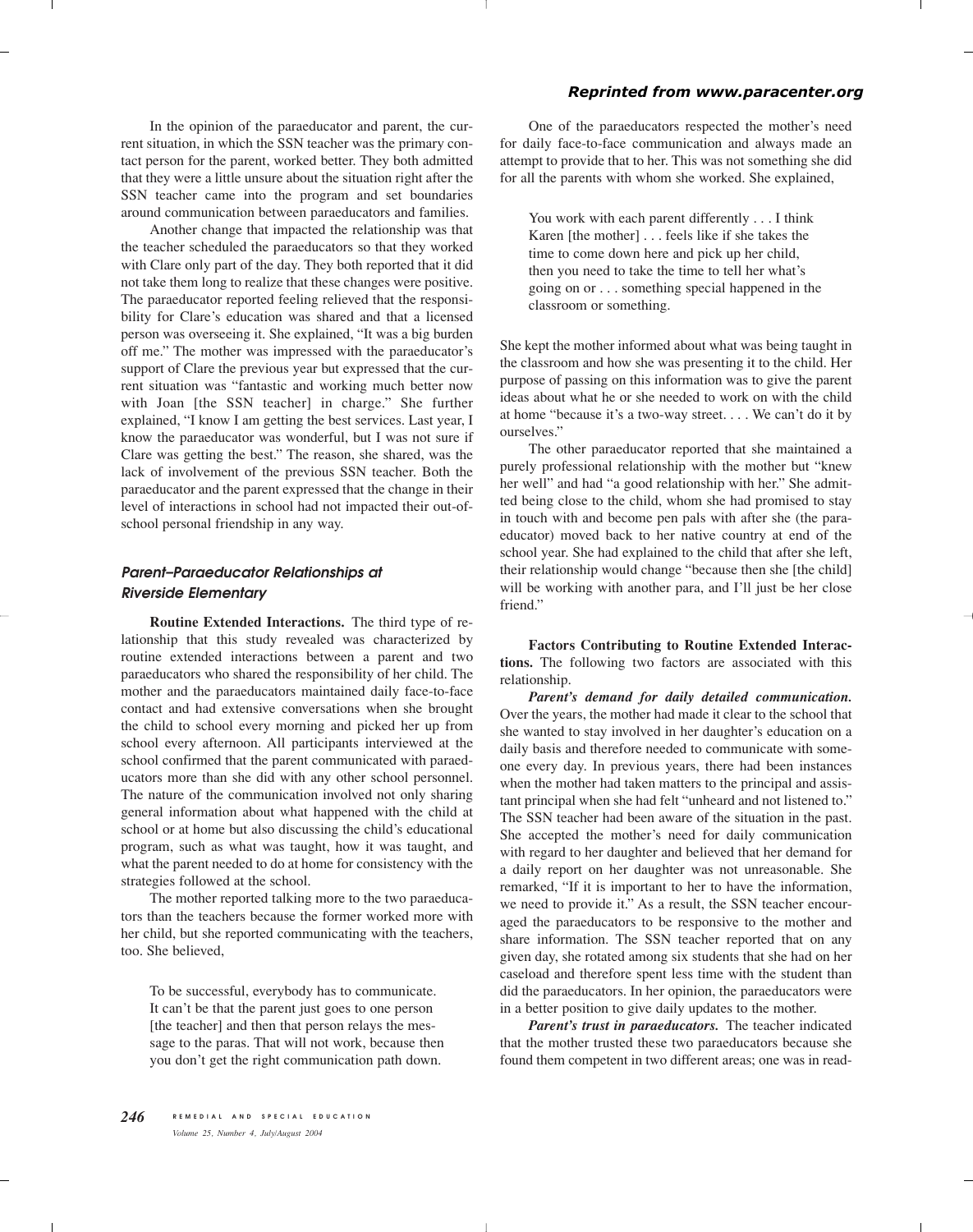In the opinion of the paraeducator and parent, the current situation, in which the SSN teacher was the primary contact person for the parent, worked better. They both admitted that they were a little unsure about the situation right after the SSN teacher came into the program and set boundaries around communication between paraeducators and families.

Another change that impacted the relationship was that the teacher scheduled the paraeducators so that they worked with Clare only part of the day. They both reported that it did not take them long to realize that these changes were positive. The paraeducator reported feeling relieved that the responsibility for Clare's education was shared and that a licensed person was overseeing it. She explained, "It was a big burden off me." The mother was impressed with the paraeducator's support of Clare the previous year but expressed that the current situation was "fantastic and working much better now with Joan [the SSN teacher] in charge." She further explained, "I know I am getting the best services. Last year, I know the paraeducator was wonderful, but I was not sure if Clare was getting the best." The reason, she shared, was the lack of involvement of the previous SSN teacher. Both the paraeducator and the parent expressed that the change in their level of interactions in school had not impacted their out-of-school personal friendship in any way.

### *Parent–Paraeducator Relationships at Riverside Elementary*

**Routine Extended Interactions.** The third type of relationship that this study revealed was characterized by routine extended interactions between a parent and two paraeducators who shared the responsibility of her child. The mother and the paraeducators maintained daily face-to-face contact and had extensive conversations when she brought the child to school every morning and picked her up from school every afternoon. All participants interviewed at the school confirmed that the parent communicated with paraeducators more than she did with any other school personnel. The nature of the communication involved not only sharing general information about what happened with the child at school or at home but also discussing the child's educational program, such as what was taught, how it was taught, and what the parent needed to do at home for consistency with the strategies followed at the school.

The mother reported talking more to the two paraeducators than the teachers because the former worked more with her child, but she reported communicating with the teachers, too. She believed,

> To be successful, everybody has to communicate. It can't be that the parent just goes to one person [the teacher] and then that person relays the message to the paras. That will not work, because then you don't get the right communication path down.

One of the paraeducators respected the mother's need for daily face-to-face communication and always made an attempt to provide that to her. This was not something she did for all the parents with whom she worked. She explained,

> You work with each parent differently . . . I think Karen [the mother] . . . feels like if she takes the time to come down here and pick up her child, then you need to take the time to tell her what's going on or . . . something special happened in the classroom or something.

She kept the mother informed about what was being taught in the classroom and how she was presenting it to the child. Her purpose of passing on this information was to give the parent ideas about what he or she needed to work on with the child at home "because it's a two-way street. . . . We can't do it by ourselves."

The other paraeducator reported that she maintained a purely professional relationship with the mother but "knew her well" and had "a good relationship with her." She admitted being close to the child, whom she had promised to stay in touch with and become pen pals with after she (the paraeducator) moved back to her native country at end of the school year. She had explained to the child that after she left, their relationship would change "because then she [the child] will be working with another para, and I'll just be her close friend."

**Factors Contributing to Routine Extended Interactions.** The following two factors are associated with this relationship.

***Parent's demand for daily detailed communication.*** Over the years, the mother had made it clear to the school that she wanted to stay involved in her daughter's education on a daily basis and therefore needed to communicate with someone every day. In previous years, there had been instances when the mother had taken matters to the principal and assistant principal when she had felt "unheard and not listened to." The SSN teacher had been aware of the situation in the past. She accepted the mother's need for daily communication with regard to her daughter and believed that her demand for a daily report on her daughter was not unreasonable. She remarked, "If it is important to her to have the information, we need to provide it." As a result, the SSN teacher encouraged the paraeducators to be responsive to the mother and share information. The SSN teacher reported that on any given day, she rotated among six students that she had on her caseload and therefore spent less time with the student than did the paraeducators. In her opinion, the paraeducators were in a better position to give daily updates to the mother.

***Parent's trust in paraeducators.*** The teacher indicated that the mother trusted these two paraeducators because she found them competent in two different areas; one was in read-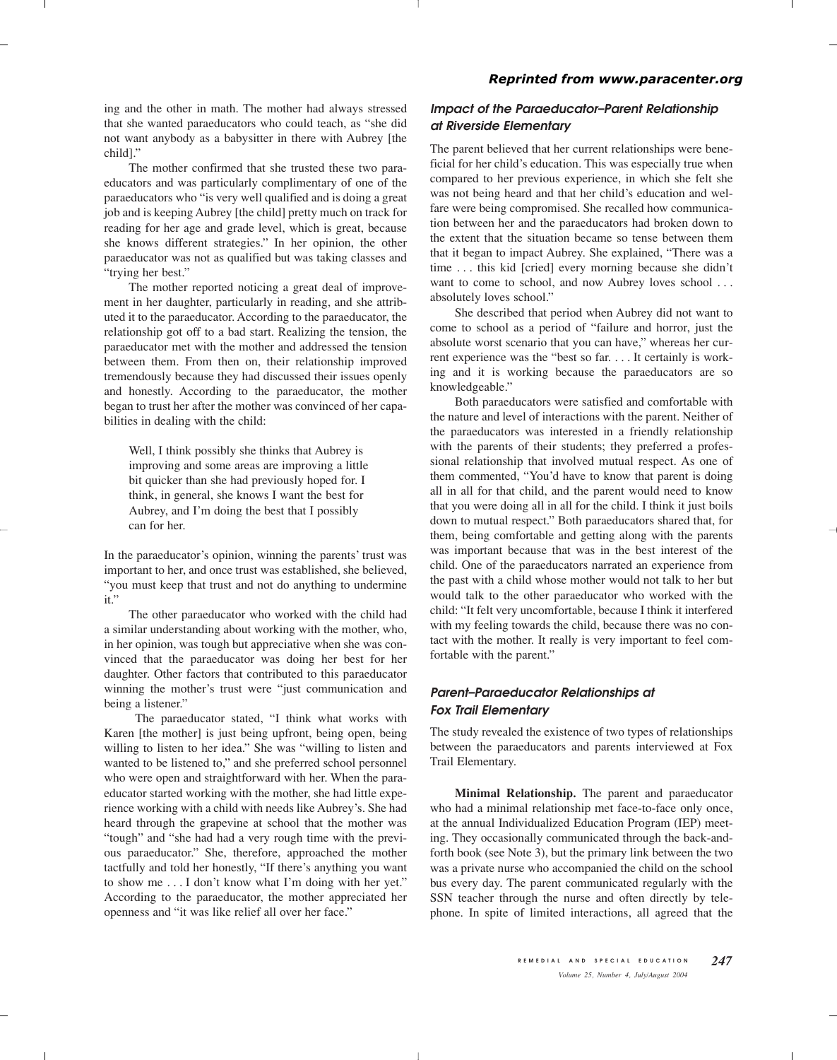ing and the other in math. The mother had always stressed that she wanted paraeducators who could teach, as "she did not want anybody as a babysitter in there with Aubrey [the child]."

The mother confirmed that she trusted these two paraeducators and was particularly complimentary of one of the paraeducators who "is very well qualified and is doing a great job and is keeping Aubrey [the child] pretty much on track for reading for her age and grade level, which is great, because she knows different strategies." In her opinion, the other paraeducator was not as qualified but was taking classes and "trying her best."

The mother reported noticing a great deal of improvement in her daughter, particularly in reading, and she attributed it to the paraeducator. According to the paraeducator, the relationship got off to a bad start. Realizing the tension, the paraeducator met with the mother and addressed the tension between them. From then on, their relationship improved tremendously because they had discussed their issues openly and honestly. According to the paraeducator, the mother began to trust her after the mother was convinced of her capabilities in dealing with the child:

> Well, I think possibly she thinks that Aubrey is improving and some areas are improving a little bit quicker than she had previously hoped for. I think, in general, she knows I want the best for Aubrey, and I'm doing the best that I possibly can for her.

In the paraeducator's opinion, winning the parents' trust was important to her, and once trust was established, she believed, "you must keep that trust and not do anything to undermine it."

The other paraeducator who worked with the child had a similar understanding about working with the mother, who, in her opinion, was tough but appreciative when she was convinced that the paraeducator was doing her best for her daughter. Other factors that contributed to this paraeducator winning the mother's trust were "just communication and being a listener."

The paraeducator stated, "I think what works with Karen [the mother] is just being upfront, being open, being willing to listen to her idea." She was "willing to listen and wanted to be listened to," and she preferred school personnel who were open and straightforward with her. When the paraeducator started working with the mother, she had little experience working with a child with needs like Aubrey's. She had heard through the grapevine at school that the mother was "tough" and "she had had a very rough time with the previous paraeducator." She, therefore, approached the mother tactfully and told her honestly, "If there's anything you want to show me . . . I don't know what I'm doing with her yet." According to the paraeducator, the mother appreciated her openness and "it was like relief all over her face."

### *Impact of the Paraeducator–Parent Relationship at Riverside Elementary*

The parent believed that her current relationships were beneficial for her child's education. This was especially true when compared to her previous experience, in which she felt she was not being heard and that her child's education and welfare were being compromised. She recalled how communication between her and the paraeducators had broken down to the extent that the situation became so tense between them that it began to impact Aubrey. She explained, "There was a time . . . this kid [cried] every morning because she didn't want to come to school, and now Aubrey loves school . . . absolutely loves school."

She described that period when Aubrey did not want to come to school as a period of "failure and horror, just the absolute worst scenario that you can have," whereas her current experience was the "best so far. . . . It certainly is working and it is working because the paraeducators are so knowledgeable."

Both paraeducators were satisfied and comfortable with the nature and level of interactions with the parent. Neither of the paraeducators was interested in a friendly relationship with the parents of their students; they preferred a professional relationship that involved mutual respect. As one of them commented, "You'd have to know that parent is doing all in all for that child, and the parent would need to know that you were doing all in all for the child. I think it just boils down to mutual respect." Both paraeducators shared that, for them, being comfortable and getting along with the parents was important because that was in the best interest of the child. One of the paraeducators narrated an experience from the past with a child whose mother would not talk to her but would talk to the other paraeducator who worked with the child: "It felt very uncomfortable, because I think it interfered with my feeling towards the child, because there was no contact with the mother. It really is very important to feel comfortable with the parent."

### *Parent–Paraeducator Relationships at Fox Trail Elementary*

The study revealed the existence of two types of relationships between the paraeducators and parents interviewed at Fox Trail Elementary.

**Minimal Relationship.** The parent and paraeducator who had a minimal relationship met face-to-face only once, at the annual Individualized Education Program (IEP) meeting. They occasionally communicated through the back-and-forth book (see Note 3), but the primary link between the two was a private nurse who accompanied the child on the school bus every day. The parent communicated regularly with the SSN teacher through the nurse and often directly by telephone. In spite of limited interactions, all agreed that the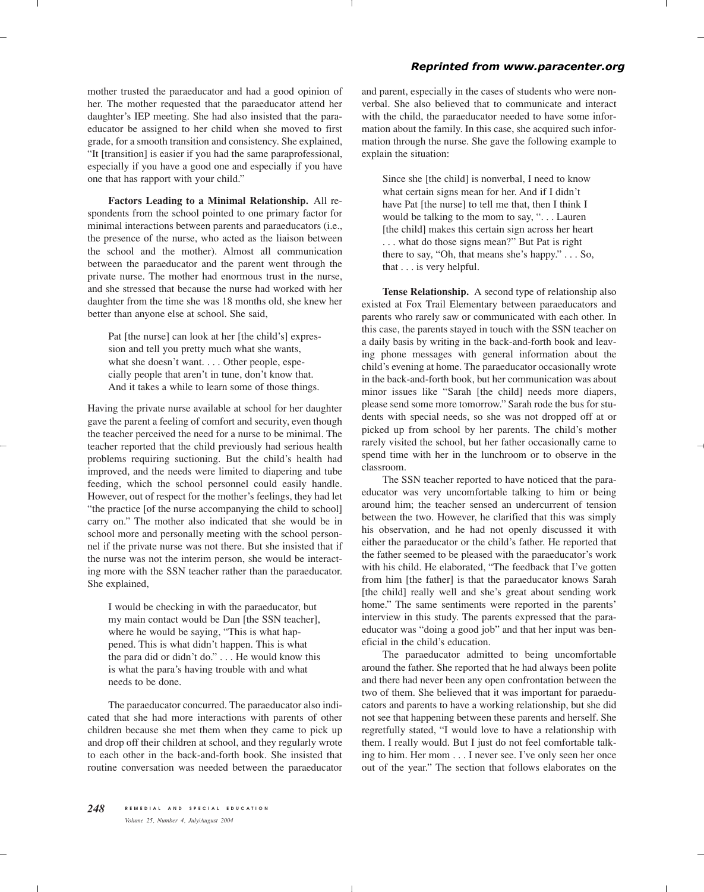mother trusted the paraeducator and had a good opinion of her. The mother requested that the paraeducator attend her daughter's IEP meeting. She had also insisted that the paraeducator be assigned to her child when she moved to first grade, for a smooth transition and consistency. She explained, "It [transition] is easier if you had the same paraprofessional, especially if you have a good one and especially if you have one that has rapport with your child."

**Factors Leading to a Minimal Relationship.** All respondents from the school pointed to one primary factor for minimal interactions between parents and paraeducators (i.e., the presence of the nurse, who acted as the liaison between the school and the mother). Almost all communication between the paraeducator and the parent went through the private nurse. The mother had enormous trust in the nurse, and she stressed that because the nurse had worked with her daughter from the time she was 18 months old, she knew her better than anyone else at school. She said,

> Pat [the nurse] can look at her [the child's] expression and tell you pretty much what she wants, what she doesn't want. . . . Other people, especially people that aren't in tune, don't know that. And it takes a while to learn some of those things.

Having the private nurse available at school for her daughter gave the parent a feeling of comfort and security, even though the teacher perceived the need for a nurse to be minimal. The teacher reported that the child previously had serious health problems requiring suctioning. But the child's health had improved, and the needs were limited to diapering and tube feeding, which the school personnel could easily handle. However, out of respect for the mother's feelings, they had let "the practice [of the nurse accompanying the child to school] carry on." The mother also indicated that she would be in school more and personally meeting with the school personnel if the private nurse was not there. But she insisted that if the nurse was not the interim person, she would be interacting more with the SSN teacher rather than the paraeducator. She explained,

> I would be checking in with the paraeducator, but my main contact would be Dan [the SSN teacher], where he would be saying, "This is what happened. This is what didn't happen. This is what the para did or didn't do." . . . He would know this is what the para's having trouble with and what needs to be done.

The paraeducator concurred. The paraeducator also indicated that she had more interactions with parents of other children because she met them when they came to pick up and drop off their children at school, and they regularly wrote to each other in the back-and-forth book. She insisted that routine conversation was needed between the paraeducator and parent, especially in the cases of students who were nonverbal. She also believed that to communicate and interact with the child, the paraeducator needed to have some information about the family. In this case, she acquired such information through the nurse. She gave the following example to explain the situation:

> Since she [the child] is nonverbal, I need to know what certain signs mean for her. And if I didn't have Pat [the nurse] to tell me that, then I think I would be talking to the mom to say, ". . . Lauren [the child] makes this certain sign across her heart . . . what do those signs mean?" But Pat is right there to say, "Oh, that means she's happy." . . . So, that . . . is very helpful.

**Tense Relationship.** A second type of relationship also existed at Fox Trail Elementary between paraeducators and parents who rarely saw or communicated with each other. In this case, the parents stayed in touch with the SSN teacher on a daily basis by writing in the back-and-forth book and leaving phone messages with general information about the child's evening at home. The paraeducator occasionally wrote in the back-and-forth book, but her communication was about minor issues like "Sarah [the child] needs more diapers, please send some more tomorrow." Sarah rode the bus for students with special needs, so she was not dropped off at or picked up from school by her parents. The child's mother rarely visited the school, but her father occasionally came to spend time with her in the lunchroom or to observe in the classroom.

The SSN teacher reported to have noticed that the paraeducator was very uncomfortable talking to him or being around him; the teacher sensed an undercurrent of tension between the two. However, he clarified that this was simply his observation, and he had not openly discussed it with either the paraeducator or the child's father. He reported that the father seemed to be pleased with the paraeducator's work with his child. He elaborated, "The feedback that I've gotten from him [the father] is that the paraeducator knows Sarah [the child] really well and she's great about sending work home." The same sentiments were reported in the parents' interview in this study. The parents expressed that the paraeducator was "doing a good job" and that her input was beneficial in the child's education.

The paraeducator admitted to being uncomfortable around the father. She reported that he had always been polite and there had never been any open confrontation between the two of them. She believed that it was important for paraeducators and parents to have a working relationship, but she did not see that happening between these parents and herself. She regretfully stated, "I would love to have a relationship with them. I really would. But I just do not feel comfortable talking to him. Her mom . . . I never see. I've only seen her once out of the year." The section that follows elaborates on the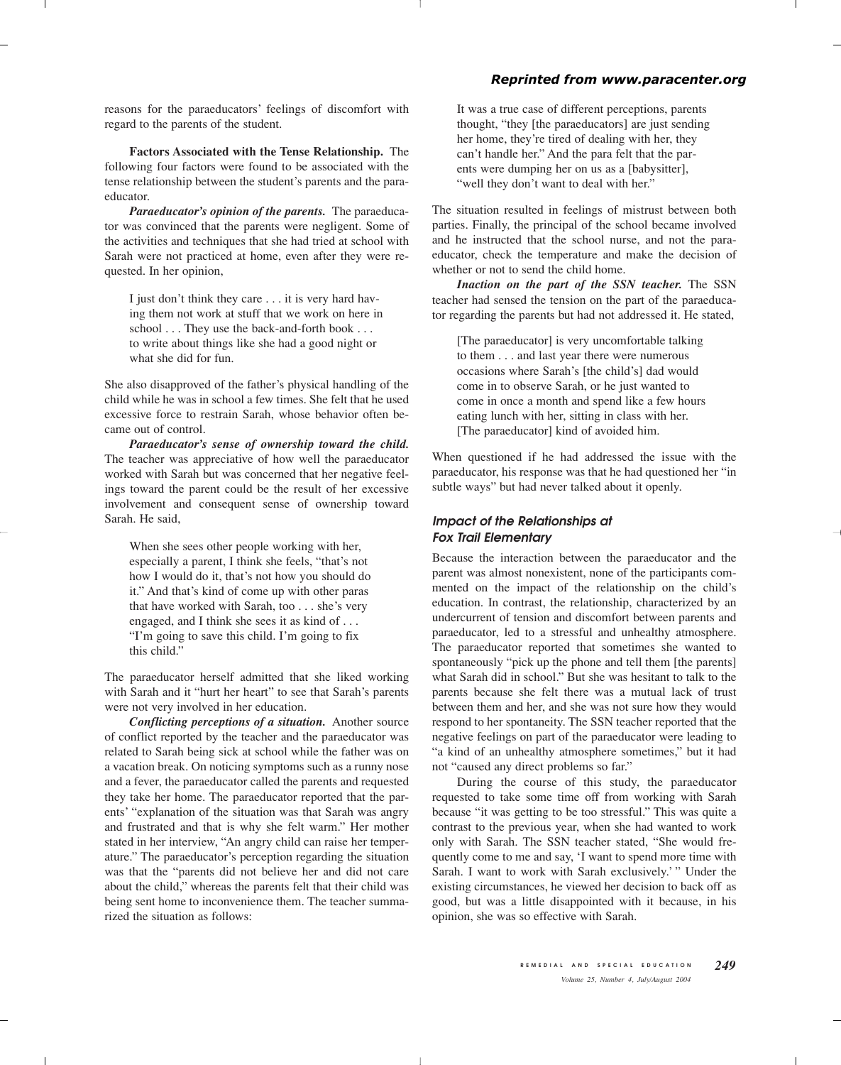reasons for the paraeducators' feelings of discomfort with regard to the parents of the student.

**Factors Associated with the Tense Relationship.** The following four factors were found to be associated with the tense relationship between the student's parents and the paraeducator.

***Paraeducator's opinion of the parents.*** The paraeducator was convinced that the parents were negligent. Some of the activities and techniques that she had tried at school with Sarah were not practiced at home, even after they were requested. In her opinion,

> I just don't think they care . . . it is very hard having them not work at stuff that we work on here in school . . . They use the back-and-forth book . . . to write about things like she had a good night or what she did for fun.

She also disapproved of the father's physical handling of the child while he was in school a few times. She felt that he used excessive force to restrain Sarah, whose behavior often became out of control.

***Paraeducator's sense of ownership toward the child.*** The teacher was appreciative of how well the paraeducator worked with Sarah but was concerned that her negative feelings toward the parent could be the result of her excessive involvement and consequent sense of ownership toward Sarah. He said,

> When she sees other people working with her, especially a parent, I think she feels, "that's not how I would do it, that's not how you should do it." And that's kind of come up with other paras that have worked with Sarah, too . . . she's very engaged, and I think she sees it as kind of . . . "I'm going to save this child. I'm going to fix this child."

The paraeducator herself admitted that she liked working with Sarah and it "hurt her heart" to see that Sarah's parents were not very involved in her education.

***Conflicting perceptions of a situation.*** Another source of conflict reported by the teacher and the paraeducator was related to Sarah being sick at school while the father was on a vacation break. On noticing symptoms such as a runny nose and a fever, the paraeducator called the parents and requested they take her home. The paraeducator reported that the parents' "explanation of the situation was that Sarah was angry and frustrated and that is why she felt warm." Her mother stated in her interview, "An angry child can raise her temperature." The paraeducator's perception regarding the situation was that the "parents did not believe her and did not care about the child," whereas the parents felt that their child was being sent home to inconvenience them. The teacher summarized the situation as follows:

> It was a true case of different perceptions, parents thought, "they [the paraeducators] are just sending her home, they're tired of dealing with her, they can't handle her." And the para felt that the parents were dumping her on us as a [babysitter], "well they don't want to deal with her."

The situation resulted in feelings of mistrust between both parties. Finally, the principal of the school became involved and he instructed that the school nurse, and not the paraeducator, check the temperature and make the decision of whether or not to send the child home.

***Inaction on the part of the SSN teacher.*** The SSN teacher had sensed the tension on the part of the paraeducator regarding the parents but had not addressed it. He stated,

> [The paraeducator] is very uncomfortable talking to them . . . and last year there were numerous occasions where Sarah's [the child's] dad would come in to observe Sarah, or he just wanted to come in once a month and spend like a few hours eating lunch with her, sitting in class with her. [The paraeducator] kind of avoided him.

When questioned if he had addressed the issue with the paraeducator, his response was that he had questioned her "in subtle ways" but had never talked about it openly.

### *Impact of the Relationships at Fox Trail Elementary*

Because the interaction between the paraeducator and the parent was almost nonexistent, none of the participants commented on the impact of the relationship on the child's education. In contrast, the relationship, characterized by an undercurrent of tension and discomfort between parents and paraeducator, led to a stressful and unhealthy atmosphere. The paraeducator reported that sometimes she wanted to spontaneously "pick up the phone and tell them [the parents] what Sarah did in school." But she was hesitant to talk to the parents because she felt there was a mutual lack of trust between them and her, and she was not sure how they would respond to her spontaneity. The SSN teacher reported that the negative feelings on part of the paraeducator were leading to "a kind of an unhealthy atmosphere sometimes," but it had not "caused any direct problems so far."

During the course of this study, the paraeducator requested to take some time off from working with Sarah because "it was getting to be too stressful." This was quite a contrast to the previous year, when she had wanted to work only with Sarah. The SSN teacher stated, "She would frequently come to me and say, 'I want to spend more time with Sarah. I want to work with Sarah exclusively.' " Under the existing circumstances, he viewed her decision to back off as good, but was a little disappointed with it because, in his opinion, she was so effective with Sarah.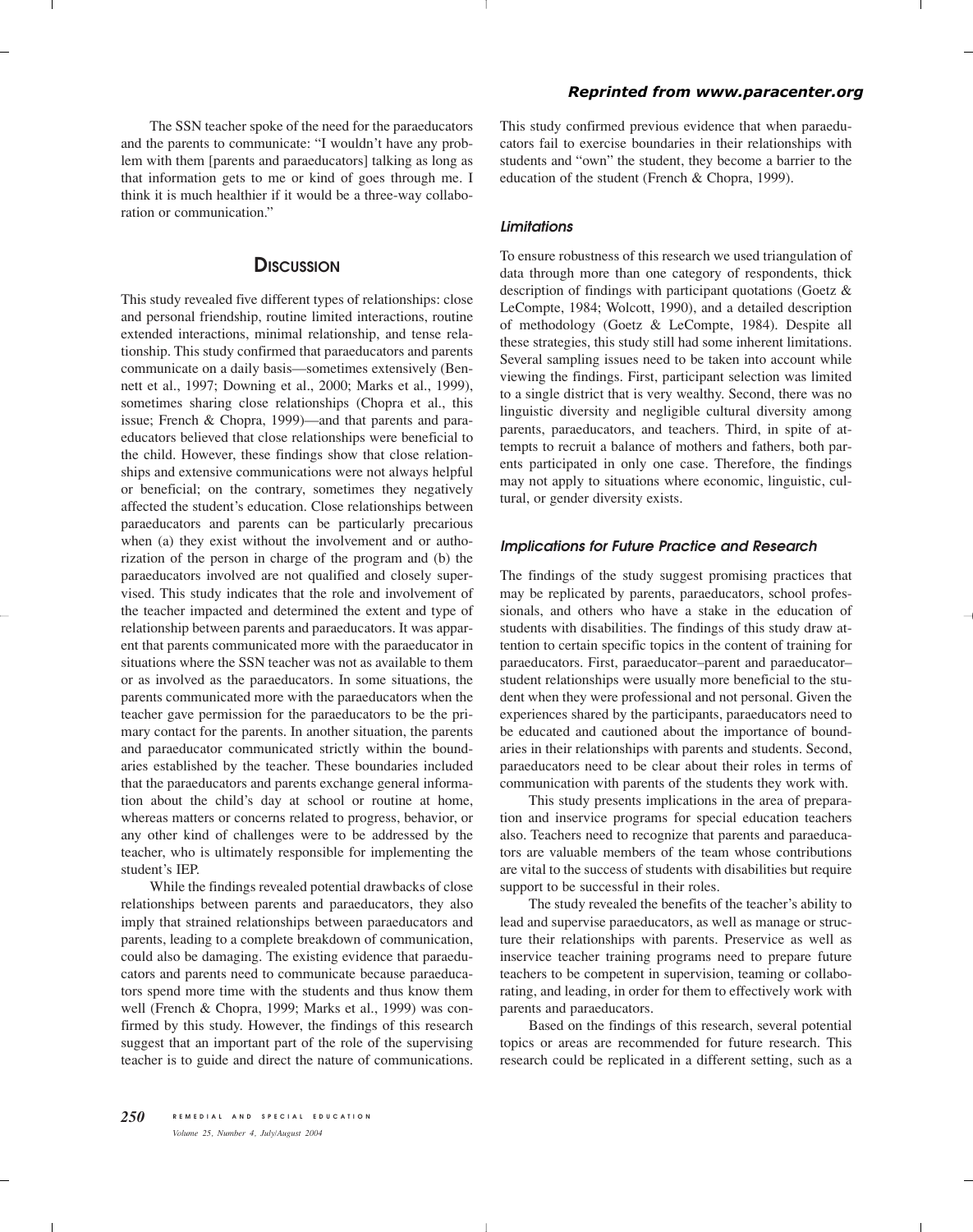The SSN teacher spoke of the need for the paraeducators and the parents to communicate: "I wouldn't have any problem with them [parents and paraeducators] talking as long as that information gets to me or kind of goes through me. I think it is much healthier if it would be a three-way collaboration or communication."

## Discussion

This study revealed five different types of relationships: close and personal friendship, routine limited interactions, routine extended interactions, minimal relationship, and tense relationship. This study confirmed that paraeducators and parents communicate on a daily basis—sometimes extensively (Bennett et al., 1997; Downing et al., 2000; Marks et al., 1999), sometimes sharing close relationships (Chopra et al., this issue; French & Chopra, 1999)—and that parents and paraeducators believed that close relationships were beneficial to the child. However, these findings show that close relationships and extensive communications were not always helpful or beneficial; on the contrary, sometimes they negatively affected the student's education. Close relationships between paraeducators and parents can be particularly precarious when (a) they exist without the involvement and or authorization of the person in charge of the program and (b) the paraeducators involved are not qualified and closely supervised. This study indicates that the role and involvement of the teacher impacted and determined the extent and type of relationship between parents and paraeducators. It was apparent that parents communicated more with the paraeducator in situations where the SSN teacher was not as available to them or as involved as the paraeducators. In some situations, the parents communicated more with the paraeducators when the teacher gave permission for the paraeducators to be the primary contact for the parents. In another situation, the parents and paraeducator communicated strictly within the boundaries established by the teacher. These boundaries included that the paraeducators and parents exchange general information about the child's day at school or routine at home, whereas matters or concerns related to progress, behavior, or any other kind of challenges were to be addressed by the teacher, who is ultimately responsible for implementing the student's IEP.

While the findings revealed potential drawbacks of close relationships between parents and paraeducators, they also imply that strained relationships between paraeducators and parents, leading to a complete breakdown of communication, could also be damaging. The existing evidence that paraeducators and parents need to communicate because paraeducators spend more time with the students and thus know them well (French & Chopra, 1999; Marks et al., 1999) was confirmed by this study. However, the findings of this research suggest that an important part of the role of the supervising teacher is to guide and direct the nature of communications. This study confirmed previous evidence that when paraeducators fail to exercise boundaries in their relationships with students and "own" the student, they become a barrier to the education of the student (French & Chopra, 1999).

### *Limitations*

To ensure robustness of this research we used triangulation of data through more than one category of respondents, thick description of findings with participant quotations (Goetz & LeCompte, 1984; Wolcott, 1990), and a detailed description of methodology (Goetz & LeCompte, 1984). Despite all these strategies, this study still had some inherent limitations. Several sampling issues need to be taken into account while viewing the findings. First, participant selection was limited to a single district that is very wealthy. Second, there was no linguistic diversity and negligible cultural diversity among parents, paraeducators, and teachers. Third, in spite of attempts to recruit a balance of mothers and fathers, both parents participated in only one case. Therefore, the findings may not apply to situations where economic, linguistic, cultural, or gender diversity exists.

### *Implications for Future Practice and Research*

The findings of the study suggest promising practices that may be replicated by parents, paraeducators, school professionals, and others who have a stake in the education of students with disabilities. The findings of this study draw attention to certain specific topics in the content of training for paraeducators. First, paraeducator–parent and paraeducator–student relationships were usually more beneficial to the student when they were professional and not personal. Given the experiences shared by the participants, paraeducators need to be educated and cautioned about the importance of boundaries in their relationships with parents and students. Second, paraeducators need to be clear about their roles in terms of communication with parents of the students they work with.

This study presents implications in the area of preparation and inservice programs for special education teachers also. Teachers need to recognize that parents and paraeducators are valuable members of the team whose contributions are vital to the success of students with disabilities but require support to be successful in their roles.

The study revealed the benefits of the teacher's ability to lead and supervise paraeducators, as well as manage or structure their relationships with parents. Preservice as well as inservice teacher training programs need to prepare future teachers to be competent in supervision, teaming or collaborating, and leading, in order for them to effectively work with parents and paraeducators.

Based on the findings of this research, several potential topics or areas are recommended for future research. This research could be replicated in a different setting, such as a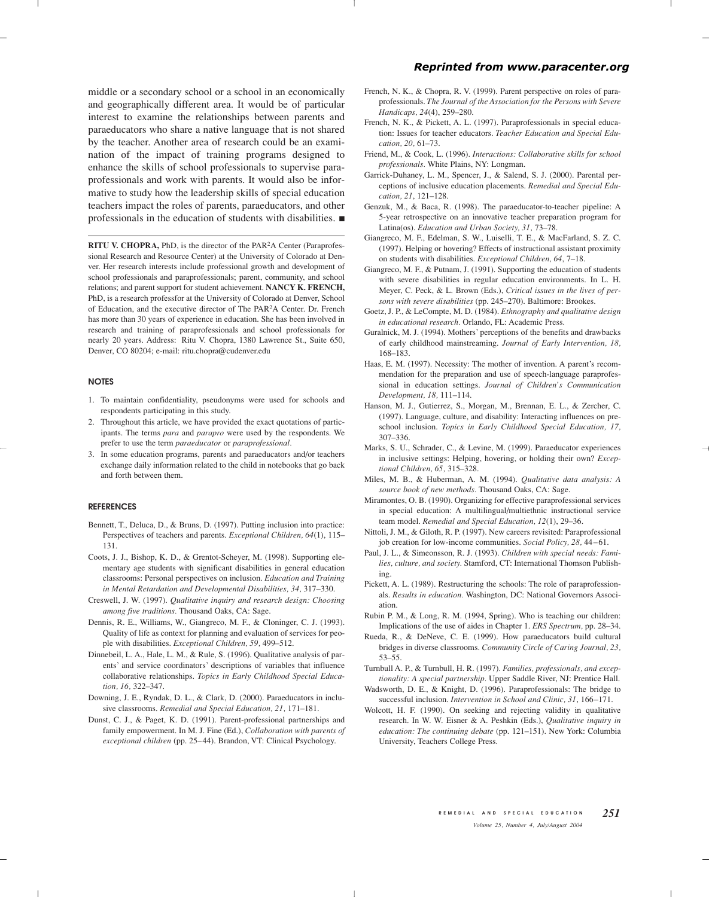middle or a secondary school or a school in an economically and geographically different area. It would be of particular interest to examine the relationships between parents and paraeducators who share a native language that is not shared by the teacher. Another area of research could be an examination of the impact of training programs designed to enhance the skills of school professionals to supervise paraprofessionals and work with parents. It would also be informative to study how the leadership skills of special education teachers impact the roles of parents, paraeducators, and other professionals in the education of students with disabilities. ■

**RITU V. CHOPRA,** PhD, is the director of the PAR²A Center (Paraprofessional Research and Resource Center) at the University of Colorado at Denver. Her research interests include professional growth and development of school professionals and paraprofessionals; parent, community, and school relations; and parent support for student achievement. **NANCY K. FRENCH,** PhD, is a research professfor at the University of Colorado at Denver, School of Education, and the executive director of The PAR²A Center. Dr. French has more than 30 years of experience in education. She has been involved in research and training of paraprofessionals and school professionals for nearly 20 years. Address: Ritu V. Chopra, 1380 Lawrence St., Suite 650, Denver, CO 80204; e-mail: ritu.chopra@cudenver.edu

## NOTES

1. To maintain confidentiality, pseudonyms were used for schools and respondents participating in this study.
2. Throughout this article, we have provided the exact quotations of participants. The terms *para* and *parapro* were used by the respondents. We prefer to use the term *paraeducator* or *paraprofessional*.
3. In some education programs, parents and paraeducators and/or teachers exchange daily information related to the child in notebooks that go back and forth between them.

## REFERENCES

Bennett, T., Deluca, D., & Bruns, D. (1997). Putting inclusion into practice: Perspectives of teachers and parents. *Exceptional Children, 64*(1), 115–131.

Coots, J. J., Bishop, K. D., & Grentot-Scheyer, M. (1998). Supporting elementary age students with significant disabilities in general education classrooms: Personal perspectives on inclusion. *Education and Training in Mental Retardation and Developmental Disabilities, 34,* 317–330.

Creswell, J. W. (1997). *Qualitative inquiry and research design: Choosing among five traditions.* Thousand Oaks, CA: Sage.

Dennis, R. E., Williams, W., Giangreco, M. F., & Cloninger, C. J. (1993). Quality of life as context for planning and evaluation of services for people with disabilities. *Exceptional Children, 59,* 499–512.

Dinnebeil, L. A., Hale, L. M., & Rule, S. (1996). Qualitative analysis of parents' and service coordinators' descriptions of variables that influence collaborative relationships. *Topics in Early Childhood Special Education, 16,* 322–347.

Downing, J. E., Ryndak, D. L., & Clark, D. (2000). Paraeducators in inclusive classrooms. *Remedial and Special Education, 21,* 171–181.

Dunst, C. J., & Paget, K. D. (1991). Parent-professional partnerships and family empowerment. In M. J. Fine (Ed.), *Collaboration with parents of exceptional children* (pp. 25–44). Brandon, VT: Clinical Psychology.

French, N. K., & Chopra, R. V. (1999). Parent perspective on roles of paraprofessionals. *The Journal of the Association for the Persons with Severe Handicaps, 24*(4), 259–280.

French, N. K., & Pickett, A. L. (1997). Paraprofessionals in special education: Issues for teacher educators. *Teacher Education and Special Education, 20,* 61–73.

Friend, M., & Cook, L. (1996). *Interactions: Collaborative skills for school professionals.* White Plains, NY: Longman.

Garrick-Duhaney, L. M., Spencer, J., & Salend, S. J. (2000). Parental perceptions of inclusive education placements. *Remedial and Special Education, 21*, 121–128.

Genzuk, M., & Baca, R. (1998). The paraeducator-to-teacher pipeline: A 5-year retrospective on an innovative teacher preparation program for Latina(os). *Education and Urban Society, 31,* 73–78.

Giangreco, M. F., Edelman, S. W., Luiselli, T. E., & MacFarland, S. Z. C. (1997). Helping or hovering? Effects of instructional assistant proximity on students with disabilities. *Exceptional Children, 64*, 7–18.

Giangreco, M. F., & Putnam, J. (1991). Supporting the education of students with severe disabilities in regular education environments. In L. H. Meyer, C. Peck, & L. Brown (Eds.), *Critical issues in the lives of persons with severe disabilities* (pp. 245–270). Baltimore: Brookes.

Goetz, J. P., & LeCompte, M. D. (1984). *Ethnography and qualitative design in educational research.* Orlando, FL: Academic Press.

Guralnick, M. J. (1994). Mothers' perceptions of the benefits and drawbacks of early childhood mainstreaming. *Journal of Early Intervention, 18,* 168–183.

Haas, E. M. (1997). Necessity: The mother of invention. A parent's recommendation for the preparation and use of speech-language paraprofessional in education settings. *Journal of Children's Communication Development, 18,* 111–114.

Hanson, M. J., Gutierrez, S., Morgan, M., Brennan, E. L., & Zercher, C. (1997). Language, culture, and disability: Interacting influences on preschool inclusion. *Topics in Early Childhood Special Education, 17,* 307–336.

Marks, S. U., Schrader, C., & Levine, M. (1999). Paraeducator experiences in inclusive settings: Helping, hovering, or holding their own? *Exceptional Children, 65,* 315–328.

Miles, M. B., & Huberman, A. M. (1994). *Qualitative data analysis: A source book of new methods.* Thousand Oaks, CA: Sage.

Miramontes, O. B. (1990). Organizing for effective paraprofessional services in special education: A multilingual/multiethnic instructional service team model. *Remedial and Special Education, 12*(1), 29–36.

Nittoli, J. M., & Giloth, R. P. (1997). New careers revisited: Paraprofessional job creation for low-income communities. *Social Policy, 28,* 44–61.

Paul, J. L., & Simeonsson, R. J. (1993). *Children with special needs: Families, culture, and society.* Stamford, CT: International Thomson Publishing.

Pickett, A. L. (1989). Restructuring the schools: The role of paraprofessionals. *Results in education.* Washington, DC: National Governors Association.

Rubin P. M., & Long, R. M. (1994, Spring). Who is teaching our children: Implications of the use of aides in Chapter 1. *ERS Spectrum,* pp. 28–34.

Rueda, R., & DeNeve, C. E. (1999). How paraeducators build cultural bridges in diverse classrooms. *Community Circle of Caring Journal, 23,* 53–55.

Turnbull A. P., & Turnbull, H. R. (1997). *Families, professionals, and exceptionality: A special partnership.* Upper Saddle River, NJ: Prentice Hall.

Wadsworth, D. E., & Knight, D. (1996). Paraprofessionals: The bridge to successful inclusion. *Intervention in School and Clinic, 31*, 166–171.

Wolcott, H. F. (1990). On seeking and rejecting validity in qualitative research. In W. W. Eisner & A. Peshkin (Eds.), *Qualitative inquiry in education: The continuing debate* (pp. 121–151). New York: Columbia University, Teachers College Press.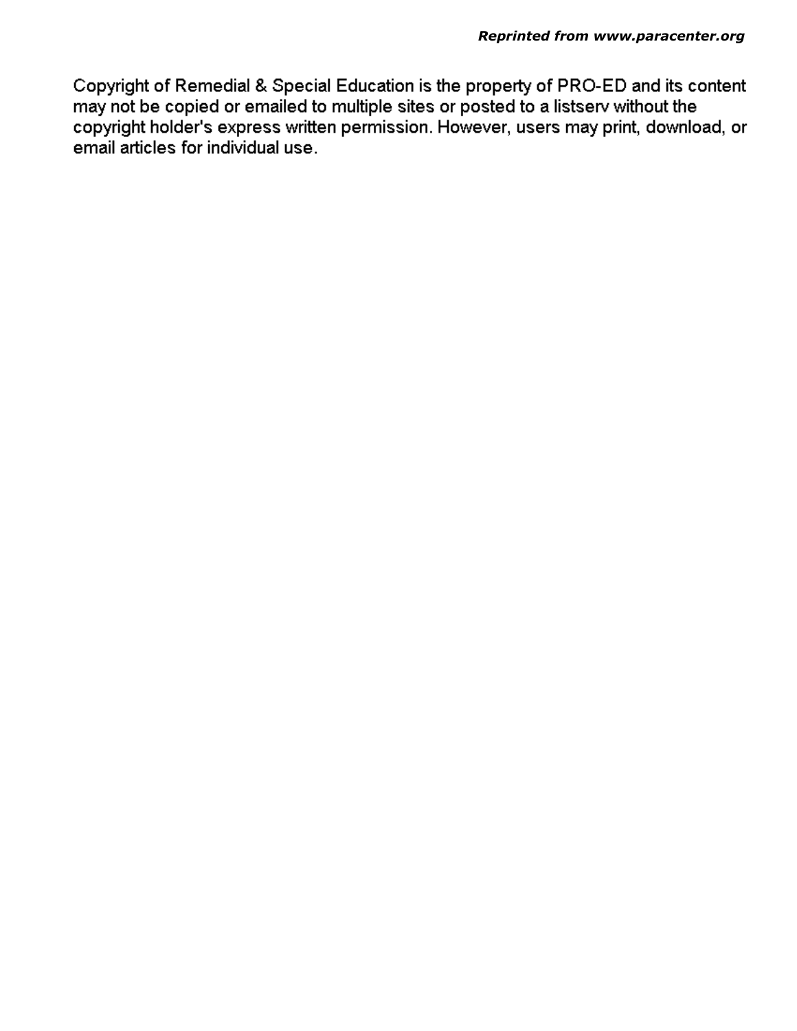Copyright of Remedial & Special Education is the property of PRO-ED and its content may not be copied or emailed to multiple sites or posted to a listserv without the copyright holder's express written permission. However, users may print, download, or email articles for individual use.